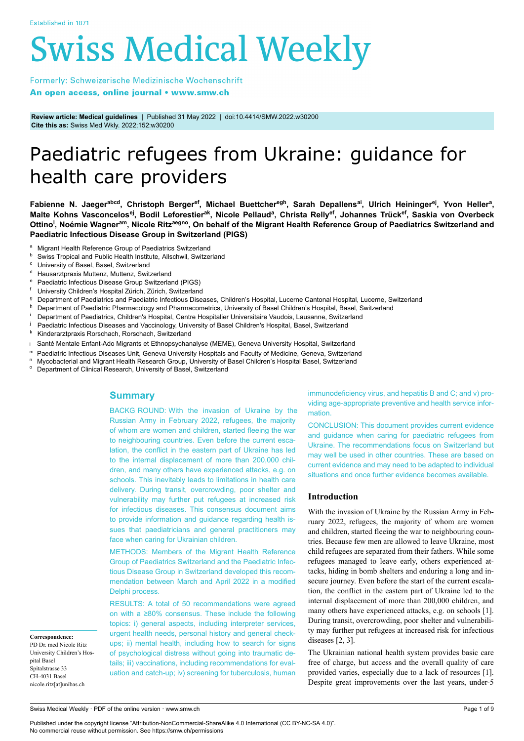Established in 1871

# Swiss Medical Weekly

Formerly: Schweizerische Medizinische Wochenschrift

**An open access, online journal • www.smw.ch**

**Review article: Medical guidelines** | Published 31 May 2022 | doi:10.4414/SMW.2022.w30200
**Cite this as:** Swiss Med Wkly. 2022;152:w30200

# Paediatric refugees from Ukraine: guidance for health care providers

**Fabienne N. Jaeger[abcd], Christoph Berger[ef], Michael Buettcher[egh], Sarah Depallens[ai], Ulrich Heininger[ej], Yvon Heller[a], Malte Kohns Vasconcelos[ej], Bodil Leforestier[ak], Nicole Pellaud[a], Christa Relly[ef], Johannes Trück[ef], Saskia von Overbeck Ottino[l], Noémie Wagner[am], Nicole Ritz[aegno], On behalf of the Migrant Health Reference Group of Paediatrics Switzerland and Paediatric Infectious Disease Group in Switzerland (PIGS)**

- [a] Migrant Health Reference Group of Paediatrics Switzerland
- [b] Swiss Tropical and Public Health Institute, Allschwil, Switzerland
- [c] University of Basel, Basel, Switzerland
- [d] Hausarztpraxis Muttenz, Muttenz, Switzerland
- [e] Paediatric Infectious Disease Group Switzerland (PIGS)
- [f] University Children's Hospital Zürich, Zürich, Switzerland
- [g] Department of Paediatrics and Paediatric Infectious Diseases, Children's Hospital, Lucerne Cantonal Hospital, Lucerne, Switzerland
- [h] Department of Paediatric Pharmacology and Pharmacometrics, University of Basel Children's Hospital, Basel, Switzerland
- [i] Department of Paediatrics, Children's Hospital, Centre Hospitalier Universitaire Vaudois, Lausanne, Switzerland
- [j] Paediatric Infectious Diseases and Vaccinology, University of Basel Children's Hospital, Basel, Switzerland
- [k] Kinderarztpraxis Rorschach, Rorschach, Switzerland
- [l] Santé Mentale Enfant-Ado Migrants et Ethnopsychanalyse (MEME), Geneva University Hospital, Switzerland
- [m] Paediatric Infectious Diseases Unit, Geneva University Hospitals and Faculty of Medicine, Geneva, Switzerland
- [n] Mycobacterial and Migrant Health Research Group, University of Basel Children's Hospital Basel, Switzerland
- [o] Department of Clinical Research, University of Basel, Switzerland

## Summary

BACKG ROUND: With the invasion of Ukraine by the Russian Army in February 2022, refugees, the majority of whom are women and children, started fleeing the war to neighbouring countries. Even before the current escalation, the conflict in the eastern part of Ukraine has led to the internal displacement of more than 200,000 children, and many others have experienced attacks, e.g. on schools. This inevitably leads to limitations in health care delivery. During transit, overcrowding, poor shelter and vulnerability may further put refugees at increased risk for infectious diseases. This consensus document aims to provide information and guidance regarding health issues that paediatricians and general practitioners may face when caring for Ukrainian children.

METHODS: Members of the Migrant Health Reference Group of Paediatrics Switzerland and the Paediatric Infectious Disease Group in Switzerland developed this recommendation between March and April 2022 in a modified Delphi process.

RESULTS: A total of 50 recommendations were agreed on with a ≥80% consensus. These include the following topics: i) general aspects, including interpreter services, urgent health needs, personal history and general check-ups; ii) mental health, including how to search for signs of psychological distress without going into traumatic details; iii) vaccinations, including recommendations for evaluation and catch-up; iv) screening for tuberculosis, human immunodeficiency virus, and hepatitis B and C; and v) providing age-appropriate preventive and health service information.

CONCLUSION: This document provides current evidence and guidance when caring for paediatric refugees from Ukraine. The recommendations focus on Switzerland but may well be used in other countries. These are based on current evidence and may need to be adapted to individual situations and once further evidence becomes available.

**Correspondence:**
PD Dr. med Nicole Ritz
University Children's Hospital Basel
Spitalstrasse 33
CH-4031 Basel
nicole.ritz[at]unibas.ch

## Introduction

With the invasion of Ukraine by the Russian Army in February 2022, refugees, the majority of whom are women and children, started fleeing the war to neighbouring countries. Because few men are allowed to leave Ukraine, most child refugees are separated from their fathers. While some refugees managed to leave early, others experienced attacks, hiding in bomb shelters and enduring a long and insecure journey. Even before the start of the current escalation, the conflict in the eastern part of Ukraine led to the internal displacement of more than 200,000 children, and many others have experienced attacks, e.g. on schools [1]. During transit, overcrowding, poor shelter and vulnerability may further put refugees at increased risk for infectious diseases [2, 3].

The Ukrainian national health system provides basic care free of charge, but access and the overall quality of care provided varies, especially due to a lack of resources [1]. Despite great improvements over the last years, under-5

Published under the copyright license "Attribution-NonCommercial-ShareAlike 4.0 International (CC BY-NC-SA 4.0)".
No commercial reuse without permission. See https://smw.ch/permissions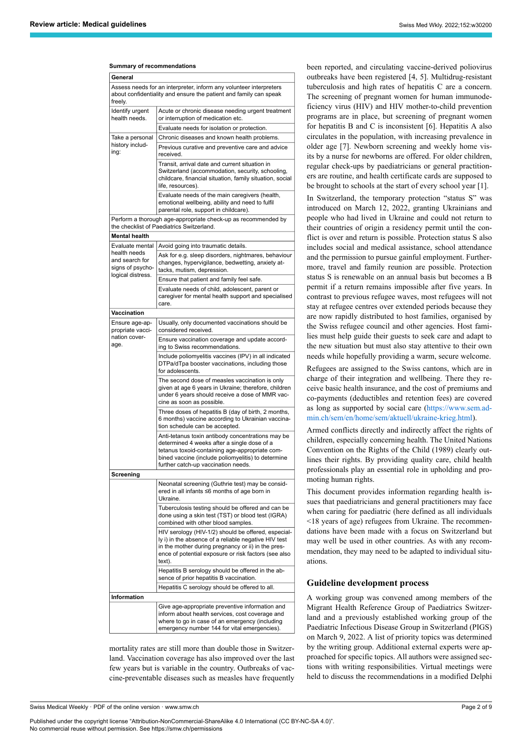**Summary of recommendations**

| **General** | |
|---|---|
| Assess needs for an interpreter, inform any volunteer interpreters about confidentiality and ensure the patient and family can speak freely. | |
| Identify urgent health needs. | Acute or chronic disease needing urgent treatment or interruption of medication etc. |
| | Evaluate needs for isolation or protection. |
| Take a personal history including: | Chronic diseases and known health problems. |
| | Previous curative and preventive care and advice received. |
| | Transit, arrival date and current situation in Switzerland (accommodation, security, schooling, childcare, financial situation, family situation, social life, resources). |
| | Evaluate needs of the main caregivers (health, emotional wellbeing, ability and need to fulfil parental role, support in childcare). |
| Perform a thorough age-appropriate check-up as recommended by the checklist of Paediatrics Switzerland. | |
| **Mental health** | |
| Evaluate mental health needs and search for signs of psychological distress. | Avoid going into traumatic details. |
| | Ask for e.g. sleep disorders, nightmares, behaviour changes, hypervigilance, bedwetting, anxiety attacks, mutism, depression. |
| | Ensure that patient and family feel safe. |
| | Evaluate needs of child, adolescent, parent or caregiver for mental health support and specialised care. |
| **Vaccination** | |
| Ensure age-appropriate vaccination coverage. | Usually, only documented vaccinations should be considered received. |
| | Ensure vaccination coverage and update according to Swiss recommendations. |
| | Include poliomyelitis vaccines (IPV) in all indicated DTPa/dTpa booster vaccinations, including those for adolescents. |
| | The second dose of measles vaccination is only given at age 6 years in Ukraine; therefore, children under 6 years should receive a dose of MMR vaccine as soon as possible. |
| | Three doses of hepatitis B (day of birth, 2 months, 6 months) vaccine according to Ukrainian vaccination schedule can be accepted. |
| | Anti-tetanus toxin antibody concentrations may be determined 4 weeks after a single dose of a tetanus toxoid-containing age-appropriate combined vaccine (include poliomyelitis) to determine further catch-up vaccination needs. |
| **Screening** | |
| | Neonatal screening (Guthrie test) may be considered in all infants ≤6 months of age born in Ukraine. |
| | Tuberculosis testing should be offered and can be done using a skin test (TST) or blood test (IGRA) combined with other blood samples. |
| | HIV serology (HIV-1/2) should be offered, especially i) in the absence of a reliable negative HIV test in the mother during pregnancy or ii) in the presence of potential exposure or risk factors (see also text). |
| | Hepatitis B serology should be offered in the absence of prior hepatitis B vaccination. |
| | Hepatitis C serology should be offered to all. |
| **Information** | |
| | Give age-appropriate preventive information and inform about health services, cost coverage and where to go in case of an emergency (including emergency number 144 for vital emergencies). |

mortality rates are still more than double those in Switzerland. Vaccination coverage has also improved over the last few years but is variable in the country. Outbreaks of vaccine-preventable diseases such as measles have frequently been reported, and circulating vaccine-derived poliovirus outbreaks have been registered [4, 5]. Multidrug-resistant tuberculosis and high rates of hepatitis C are a concern. The screening of pregnant women for human immunodeficiency virus (HIV) and HIV mother-to-child prevention programs are in place, but screening of pregnant women for hepatitis B and C is inconsistent [6]. Hepatitis A also circulates in the population, with increasing prevalence in older age [7]. Newborn screening and weekly home visits by a nurse for newborns are offered. For older children, regular check-ups by paediatricians or general practitioners are routine, and health certificate cards are supposed to be brought to schools at the start of every school year [1].

In Switzerland, the temporary protection "status S" was introduced on March 12, 2022, granting Ukrainians and people who had lived in Ukraine and could not return to their countries of origin a residency permit until the conflict is over and return is possible. Protection status S also includes social and medical assistance, school attendance and the permission to pursue gainful employment. Furthermore, travel and family reunion are possible. Protection status S is renewable on an annual basis but becomes a B permit if a return remains impossible after five years. In contrast to previous refugee waves, most refugees will not stay at refugee centres over extended periods because they are now rapidly distributed to host families, organised by the Swiss refugee council and other agencies. Host families must help guide their guests to seek care and adapt to the new situation but must also stay attentive to their own needs while hopefully providing a warm, secure welcome.

Refugees are assigned to the Swiss cantons, which are in charge of their integration and wellbeing. There they receive basic health insurance, and the cost of premiums and co-payments (deductibles and retention fees) are covered as long as supported by social care (https://www.sem.admin.ch/sem/en/home/sem/aktuell/ukraine-krieg.html).

Armed conflicts directly and indirectly affect the rights of children, especially concerning health. The United Nations Convention on the Rights of the Child (1989) clearly outlines their rights. By providing quality care, child health professionals play an essential role in upholding and promoting human rights.

This document provides information regarding health issues that paediatricians and general practitioners may face when caring for paediatric (here defined as all individuals <18 years of age) refugees from Ukraine. The recommendations have been made with a focus on Switzerland but may well be used in other countries. As with any recommendation, they may need to be adapted to individual situations.

## Guideline development process

A working group was convened among members of the Migrant Health Reference Group of Paediatrics Switzerland and a previously established working group of the Paediatric Infectious Disease Group in Switzerland (PIGS) on March 9, 2022. A list of priority topics was determined by the writing group. Additional external experts were approached for specific topics. All authors were assigned sections with writing responsibilities. Virtual meetings were held to discuss the recommendations in a modified Delphi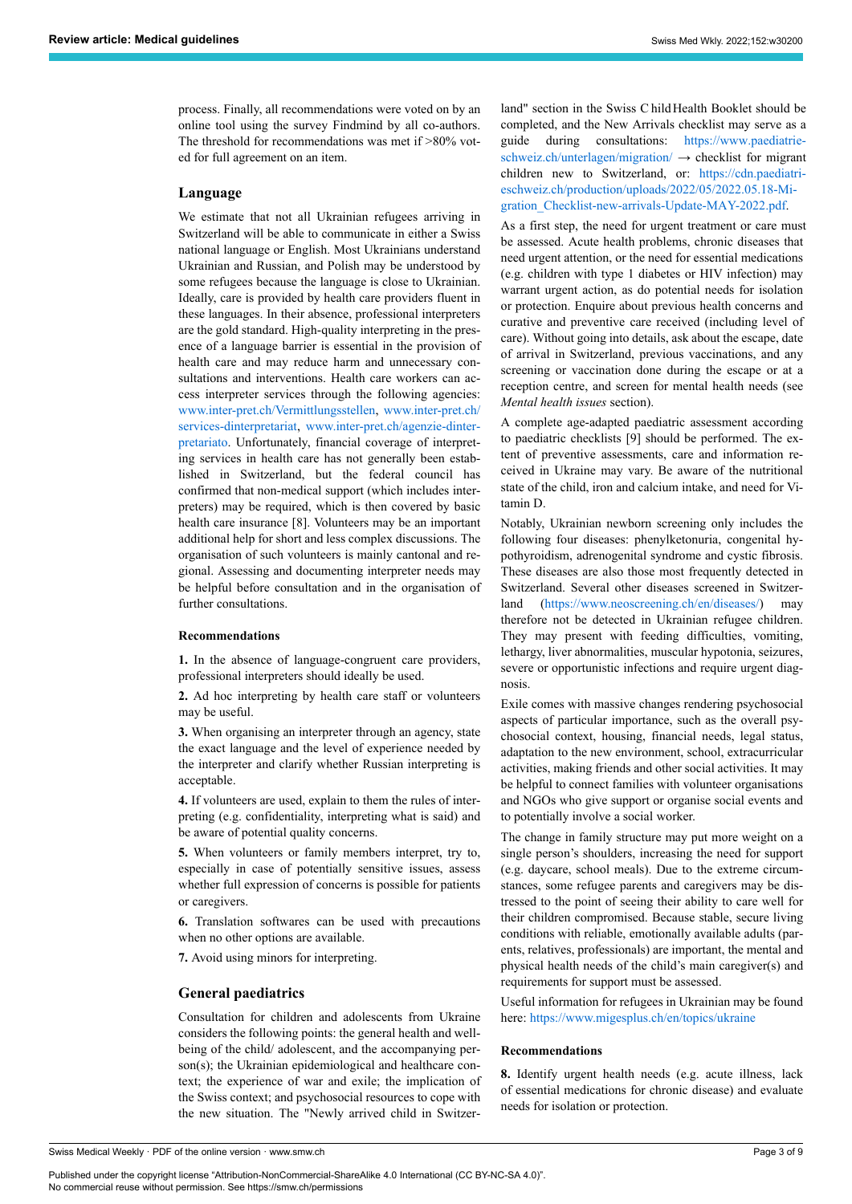process. Finally, all recommendations were voted on by an online tool using the survey Findmind by all co-authors. The threshold for recommendations was met if >80% voted for full agreement on an item.

## Language

We estimate that not all Ukrainian refugees arriving in Switzerland will be able to communicate in either a Swiss national language or English. Most Ukrainians understand Ukrainian and Russian, and Polish may be understood by some refugees because the language is close to Ukrainian. Ideally, care is provided by health care providers fluent in these languages. In their absence, professional interpreters are the gold standard. High-quality interpreting in the presence of a language barrier is essential in the provision of health care and may reduce harm and unnecessary consultations and interventions. Health care workers can access interpreter services through the following agencies: www.inter-pret.ch/Vermittlungsstellen, www.inter-pret.ch/services-dinterpretariat, www.inter-pret.ch/agenzie-dinterpretariato. Unfortunately, financial coverage of interpreting services in health care has not generally been established in Switzerland, but the federal council has confirmed that non-medical support (which includes interpreters) may be required, which is then covered by basic health care insurance [8]. Volunteers may be an important additional help for short and less complex discussions. The organisation of such volunteers is mainly cantonal and regional. Assessing and documenting interpreter needs may be helpful before consultation and in the organisation of further consultations.

### Recommendations

**1.** In the absence of language-congruent care providers, professional interpreters should ideally be used.

**2.** Ad hoc interpreting by health care staff or volunteers may be useful.

**3.** When organising an interpreter through an agency, state the exact language and the level of experience needed by the interpreter and clarify whether Russian interpreting is acceptable.

**4.** If volunteers are used, explain to them the rules of interpreting (e.g. confidentiality, interpreting what is said) and be aware of potential quality concerns.

**5.** When volunteers or family members interpret, try to, especially in case of potentially sensitive issues, assess whether full expression of concerns is possible for patients or caregivers.

**6.** Translation softwares can be used with precautions when no other options are available.

**7.** Avoid using minors for interpreting.

## General paediatrics

Consultation for children and adolescents from Ukraine considers the following points: the general health and well-being of the child/ adolescent, and the accompanying person(s); the Ukrainian epidemiological and healthcare context; the experience of war and exile; the implication of the Swiss context; and psychosocial resources to cope with the new situation. The "Newly arrived child in Switzerland" section in the Swiss C hild Health Booklet should be completed, and the New Arrivals checklist may serve as a guide during consultations: https://www.paediatrie-schweiz.ch/unterlagen/migration/ → checklist for migrant children new to Switzerland, or: https://cdn.paediatrieschweiz.ch/production/uploads/2022/05/2022.05.18-Migration_Checklist-new-arrivals-Update-MAY-2022.pdf.

As a first step, the need for urgent treatment or care must be assessed. Acute health problems, chronic diseases that need urgent attention, or the need for essential medications (e.g. children with type 1 diabetes or HIV infection) may warrant urgent action, as do potential needs for isolation or protection. Enquire about previous health concerns and curative and preventive care received (including level of care). Without going into details, ask about the escape, date of arrival in Switzerland, previous vaccinations, and any screening or vaccination done during the escape or at a reception centre, and screen for mental health needs (see *Mental health issues* section).

A complete age-adapted paediatric assessment according to paediatric checklists [9] should be performed. The extent of preventive assessments, care and information received in Ukraine may vary. Be aware of the nutritional state of the child, iron and calcium intake, and need for Vitamin D.

Notably, Ukrainian newborn screening only includes the following four diseases: phenylketonuria, congenital hypothyroidism, adrenogenital syndrome and cystic fibrosis. These diseases are also those most frequently detected in Switzerland. Several other diseases screened in Switzerland (https://www.neoscreening.ch/en/diseases/) may therefore not be detected in Ukrainian refugee children. They may present with feeding difficulties, vomiting, lethargy, liver abnormalities, muscular hypotonia, seizures, severe or opportunistic infections and require urgent diagnosis.

Exile comes with massive changes rendering psychosocial aspects of particular importance, such as the overall psychosocial context, housing, financial needs, legal status, adaptation to the new environment, school, extracurricular activities, making friends and other social activities. It may be helpful to connect families with volunteer organisations and NGOs who give support or organise social events and to potentially involve a social worker.

The change in family structure may put more weight on a single person's shoulders, increasing the need for support (e.g. daycare, school meals). Due to the extreme circumstances, some refugee parents and caregivers may be distressed to the point of seeing their ability to care well for their children compromised. Because stable, secure living conditions with reliable, emotionally available adults (parents, relatives, professionals) are important, the mental and physical health needs of the child's main caregiver(s) and requirements for support must be assessed.

Useful information for refugees in Ukrainian may be found here: https://www.migesplus.ch/en/topics/ukraine

### Recommendations

**8.** Identify urgent health needs (e.g. acute illness, lack of essential medications for chronic disease) and evaluate needs for isolation or protection.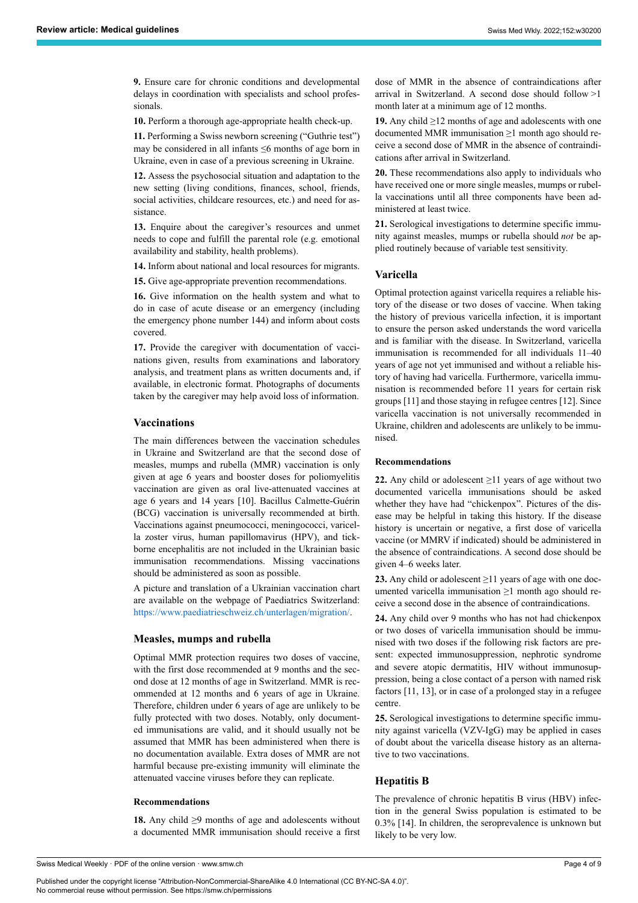**9.** Ensure care for chronic conditions and developmental delays in coordination with specialists and school professionals.

**10.** Perform a thorough age-appropriate health check-up.

**11.** Performing a Swiss newborn screening ("Guthrie test") may be considered in all infants ≤6 months of age born in Ukraine, even in case of a previous screening in Ukraine.

**12.** Assess the psychosocial situation and adaptation to the new setting (living conditions, finances, school, friends, social activities, childcare resources, etc.) and need for assistance.

**13.** Enquire about the caregiver's resources and unmet needs to cope and fulfill the parental role (e.g. emotional availability and stability, health problems).

**14.** Inform about national and local resources for migrants.

**15.** Give age-appropriate prevention recommendations.

**16.** Give information on the health system and what to do in case of acute disease or an emergency (including the emergency phone number 144) and inform about costs covered.

**17.** Provide the caregiver with documentation of vaccinations given, results from examinations and laboratory analysis, and treatment plans as written documents and, if available, in electronic format. Photographs of documents taken by the caregiver may help avoid loss of information.

## Vaccinations

The main differences between the vaccination schedules in Ukraine and Switzerland are that the second dose of measles, mumps and rubella (MMR) vaccination is only given at age 6 years and booster doses for poliomyelitis vaccination are given as oral live-attenuated vaccines at age 6 years and 14 years [10]. Bacillus Calmette-Guérin (BCG) vaccination is universally recommended at birth. Vaccinations against pneumococci, meningococci, varicella zoster virus, human papillomavirus (HPV), and tick-borne encephalitis are not included in the Ukrainian basic immunisation recommendations. Missing vaccinations should be administered as soon as possible.

A picture and translation of a Ukrainian vaccination chart are available on the webpage of Paediatrics Switzerland: https://www.paediatrieschweiz.ch/unterlagen/migration/.

## Measles, mumps and rubella

Optimal MMR protection requires two doses of vaccine, with the first dose recommended at 9 months and the second dose at 12 months of age in Switzerland. MMR is recommended at 12 months and 6 years of age in Ukraine. Therefore, children under 6 years of age are unlikely to be fully protected with two doses. Notably, only documented immunisations are valid, and it should usually not be assumed that MMR has been administered when there is no documentation available. Extra doses of MMR are not harmful because pre-existing immunity will eliminate the attenuated vaccine viruses before they can replicate.

#### Recommendations

**18.** Any child ≥9 months of age and adolescents without a documented MMR immunisation should receive a first dose of MMR in the absence of contraindications after arrival in Switzerland. A second dose should follow >1 month later at a minimum age of 12 months.

**19.** Any child ≥12 months of age and adolescents with one documented MMR immunisation ≥1 month ago should receive a second dose of MMR in the absence of contraindications after arrival in Switzerland.

**20.** These recommendations also apply to individuals who have received one or more single measles, mumps or rubella vaccinations until all three components have been administered at least twice.

**21.** Serological investigations to determine specific immunity against measles, mumps or rubella should *not* be applied routinely because of variable test sensitivity.

## Varicella

Optimal protection against varicella requires a reliable history of the disease or two doses of vaccine. When taking the history of previous varicella infection, it is important to ensure the person asked understands the word varicella and is familiar with the disease. In Switzerland, varicella immunisation is recommended for all individuals 11–40 years of age not yet immunised and without a reliable history of having had varicella. Furthermore, varicella immunisation is recommended before 11 years for certain risk groups [11] and those staying in refugee centres [12]. Since varicella vaccination is not universally recommended in Ukraine, children and adolescents are unlikely to be immunised.

#### Recommendations

**22.** Any child or adolescent ≥11 years of age without two documented varicella immunisations should be asked whether they have had "chickenpox". Pictures of the disease may be helpful in taking this history. If the disease history is uncertain or negative, a first dose of varicella vaccine (or MMRV if indicated) should be administered in the absence of contraindications. A second dose should be given 4–6 weeks later.

**23.** Any child or adolescent ≥11 years of age with one documented varicella immunisation ≥1 month ago should receive a second dose in the absence of contraindications.

**24.** Any child over 9 months who has not had chickenpox or two doses of varicella immunisation should be immunised with two doses if the following risk factors are present: expected immunosuppression, nephrotic syndrome and severe atopic dermatitis, HIV without immunosuppression, being a close contact of a person with named risk factors [11, 13], or in case of a prolonged stay in a refugee centre.

**25.** Serological investigations to determine specific immunity against varicella (VZV-IgG) may be applied in cases of doubt about the varicella disease history as an alternative to two vaccinations.

## Hepatitis B

The prevalence of chronic hepatitis B virus (HBV) infection in the general Swiss population is estimated to be 0.3% [14]. In children, the seroprevalence is unknown but likely to be very low.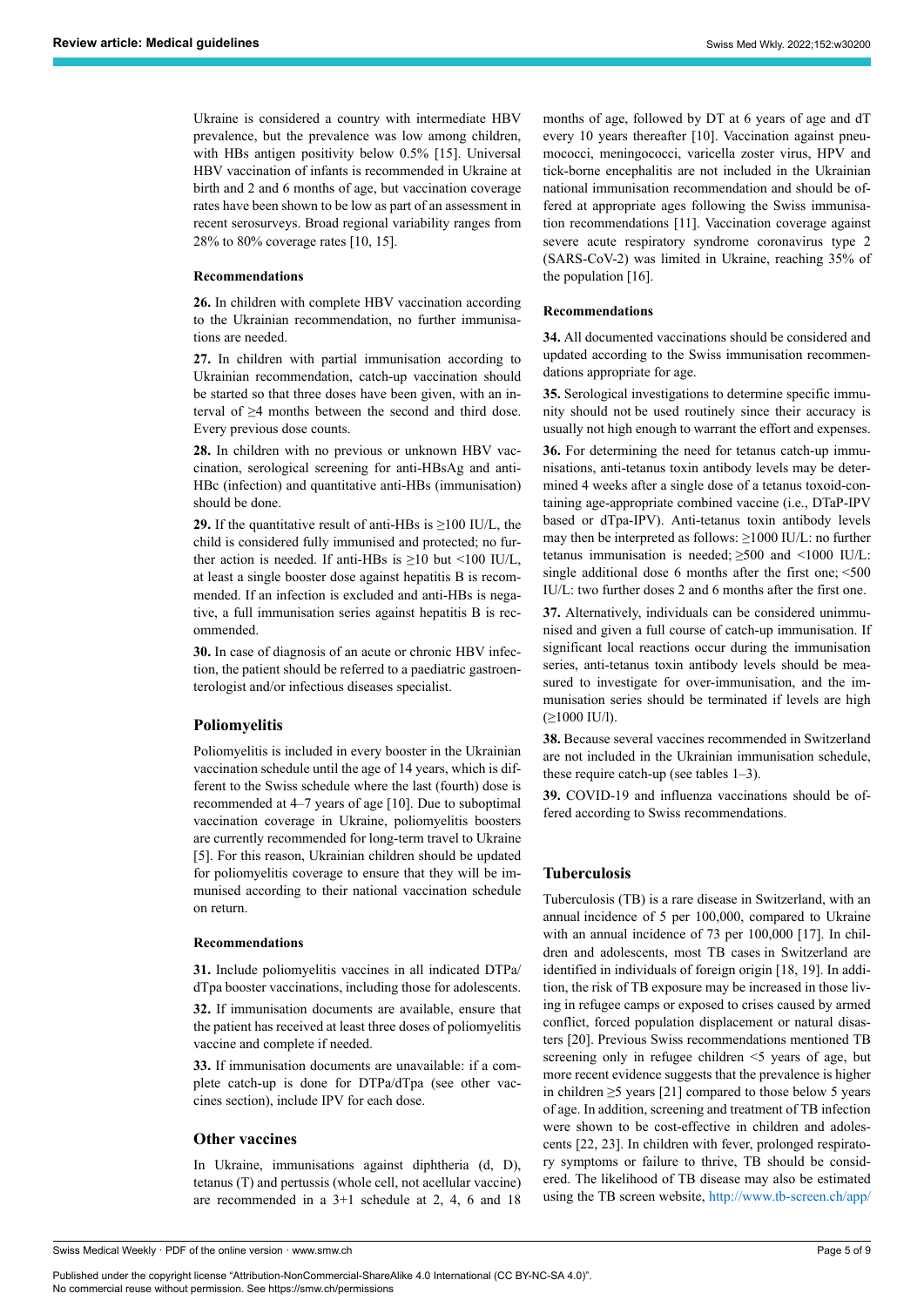Ukraine is considered a country with intermediate HBV prevalence, but the prevalence was low among children, with HBs antigen positivity below 0.5% [15]. Universal HBV vaccination of infants is recommended in Ukraine at birth and 2 and 6 months of age, but vaccination coverage rates have been shown to be low as part of an assessment in recent serosurveys. Broad regional variability ranges from 28% to 80% coverage rates [10, 15].

#### Recommendations

**26.** In children with complete HBV vaccination according to the Ukrainian recommendation, no further immunisations are needed.

**27.** In children with partial immunisation according to Ukrainian recommendation, catch-up vaccination should be started so that three doses have been given, with an interval of ≥4 months between the second and third dose. Every previous dose counts.

**28.** In children with no previous or unknown HBV vaccination, serological screening for anti-HBsAg and anti-HBc (infection) and quantitative anti-HBs (immunisation) should be done.

**29.** If the quantitative result of anti-HBs is ≥100 IU/L, the child is considered fully immunised and protected; no further action is needed. If anti-HBs is ≥10 but <100 IU/L, at least a single booster dose against hepatitis B is recommended. If an infection is excluded and anti-HBs is negative, a full immunisation series against hepatitis B is recommended.

**30.** In case of diagnosis of an acute or chronic HBV infection, the patient should be referred to a paediatric gastroenterologist and/or infectious diseases specialist.

### Poliomyelitis

Poliomyelitis is included in every booster in the Ukrainian vaccination schedule until the age of 14 years, which is different to the Swiss schedule where the last (fourth) dose is recommended at 4–7 years of age [10]. Due to suboptimal vaccination coverage in Ukraine, poliomyelitis boosters are currently recommended for long-term travel to Ukraine [5]. For this reason, Ukrainian children should be updated for poliomyelitis coverage to ensure that they will be immunised according to their national vaccination schedule on return.

#### Recommendations

**31.** Include poliomyelitis vaccines in all indicated DTPa/dTpa booster vaccinations, including those for adolescents.

**32.** If immunisation documents are available, ensure that the patient has received at least three doses of poliomyelitis vaccine and complete if needed.

**33.** If immunisation documents are unavailable: if a complete catch-up is done for DTPa/dTpa (see other vaccines section), include IPV for each dose.

### Other vaccines

In Ukraine, immunisations against diphtheria (d, D), tetanus (T) and pertussis (whole cell, not acellular vaccine) are recommended in a 3+1 schedule at 2, 4, 6 and 18 months of age, followed by DT at 6 years of age and dT every 10 years thereafter [10]. Vaccination against pneumococci, meningococci, varicella zoster virus, HPV and tick-borne encephalitis are not included in the Ukrainian national immunisation recommendation and should be offered at appropriate ages following the Swiss immunisation recommendations [11]. Vaccination coverage against severe acute respiratory syndrome coronavirus type 2 (SARS-CoV-2) was limited in Ukraine, reaching 35% of the population [16].

#### Recommendations

**34.** All documented vaccinations should be considered and updated according to the Swiss immunisation recommendations appropriate for age.

**35.** Serological investigations to determine specific immunity should not be used routinely since their accuracy is usually not high enough to warrant the effort and expenses.

**36.** For determining the need for tetanus catch-up immunisations, anti-tetanus toxin antibody levels may be determined 4 weeks after a single dose of a tetanus toxoid-containing age-appropriate combined vaccine (i.e., DTaP-IPV based or dTpa-IPV). Anti-tetanus toxin antibody levels may then be interpreted as follows: ≥1000 IU/L: no further tetanus immunisation is needed; ≥500 and <1000 IU/L: single additional dose 6 months after the first one; <500 IU/L: two further doses 2 and 6 months after the first one.

**37.** Alternatively, individuals can be considered unimmunised and given a full course of catch-up immunisation. If significant local reactions occur during the immunisation series, anti-tetanus toxin antibody levels should be measured to investigate for over-immunisation, and the immunisation series should be terminated if levels are high (≥1000 IU/l).

**38.** Because several vaccines recommended in Switzerland are not included in the Ukrainian immunisation schedule, these require catch-up (see tables 1–3).

**39.** COVID-19 and influenza vaccinations should be offered according to Swiss recommendations.

### Tuberculosis

Tuberculosis (TB) is a rare disease in Switzerland, with an annual incidence of 5 per 100,000, compared to Ukraine with an annual incidence of 73 per 100,000 [17]. In children and adolescents, most TB cases in Switzerland are identified in individuals of foreign origin [18, 19]. In addition, the risk of TB exposure may be increased in those living in refugee camps or exposed to crises caused by armed conflict, forced population displacement or natural disasters [20]. Previous Swiss recommendations mentioned TB screening only in refugee children <5 years of age, but more recent evidence suggests that the prevalence is higher in children ≥5 years [21] compared to those below 5 years of age. In addition, screening and treatment of TB infection were shown to be cost-effective in children and adolescents [22, 23]. In children with fever, prolonged respiratory symptoms or failure to thrive, TB should be considered. The likelihood of TB disease may also be estimated using the TB screen website, http://www.tb-screen.ch/app/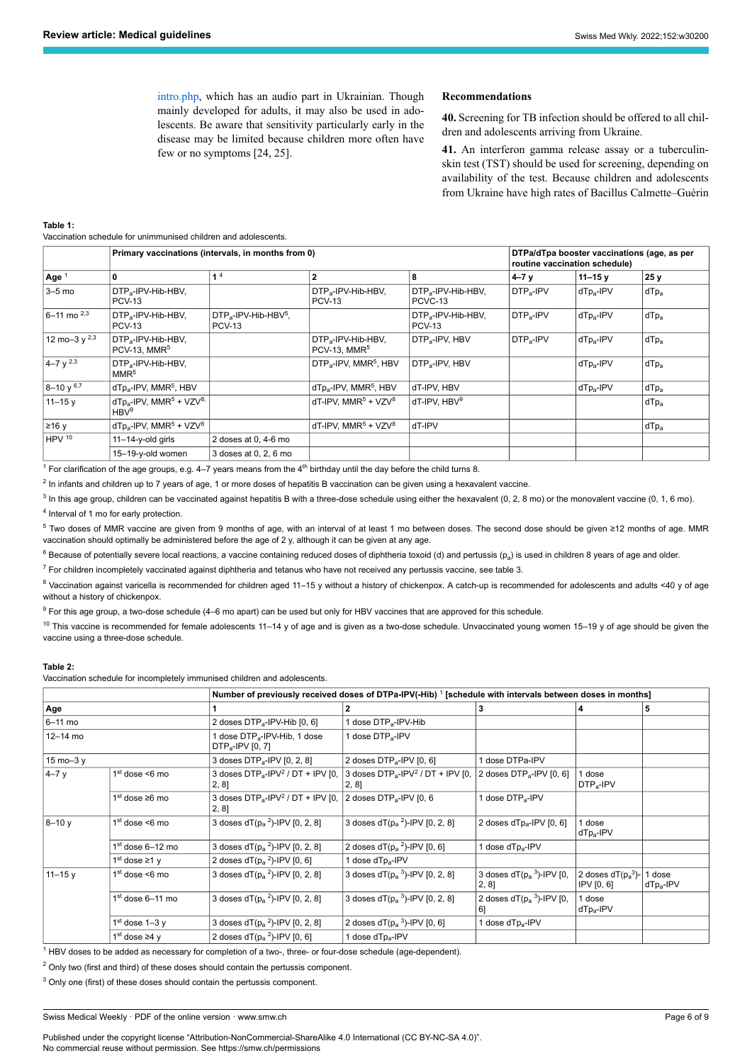intro.php, which has an audio part in Ukrainian. Though mainly developed for adults, it may also be used in adolescents. Be aware that sensitivity particularly early in the disease may be limited because children more often have few or no symptoms [24, 25].

### Recommendations

**40.** Screening for TB infection should be offered to all children and adolescents arriving from Ukraine.

**41.** An interferon gamma release assay or a tuberculin-skin test (TST) should be used for screening, depending on availability of the test. Because children and adolescents from Ukraine have high rates of Bacillus Calmette–Guérin

**Table 1:**
Vaccination schedule for unimmunised children and adolescents.

| | Primary vaccinations (intervals, in months from 0) | | | | DTPa/dTpa booster vaccinations (age, as per routine vaccination schedule) | | |
|---|---|---|---|---|---|---|---|
| Age [1] | 0 | 1 [4] | 2 | 8 | 4–7 y | 11–15 y | 25 y |
| 3–5 mo | $DTP_a$-IPV-Hib-HBV, PCV-13 | | $DTP_a$-IPV-Hib-HBV, PCV-13 | $DTP_a$-IPV-Hib-HBV, PCVC-13 | $DTP_a$-IPV | $dTp_a$-IPV | $dTp_a$ |
| 6–11 mo [2,3] | $DTP_a$-IPV-Hib-HBV, PCV-13 | $DTP_a$-IPV-Hib-HBV[5], PCV-13 | | $DTP_a$-IPV-Hib-HBV, PCV-13 | $DTP_a$-IPV | $dTp_a$-IPV | $dTp_a$ |
| 12 mo–3 y [2,3] | $DTP_a$-IPV-Hib-HBV, PCV-13, MMR[5] | | $DTP_a$-IPV-Hib-HBV, PCV-13, MMR[5] | $DTP_a$-IPV, HBV | $DTP_a$-IPV | $dTp_a$-IPV | $dTp_a$ |
| 4–7 y [2,3] | $DTP_a$-IPV-Hib-HBV, MMR[5] | | $DTP_a$-IPV, MMR[5], HBV | $DTP_a$-IPV, HBV | | $dTp_a$-IPV | $dTp_a$ |
| 8–10 y [6,7] | $dTp_a$-IPV, MMR[5], HBV | | $dTp_a$-IPV, MMR[5], HBV | dT-IPV, HBV | | $dTp_a$-IPV | $dTp_a$ |
| 11–15 y | $dTp_a$-IPV, MMR[5] + VZV[8], HBV[9] | | dT-IPV, MMR[5] + VZV[8] | dT-IPV, HBV[9] | | | $dTp_a$ |
| ≥16 y | $dTp_a$-IPV, MMR[5] + VZV[8] | | dT-IPV, MMR[5] + VZV[8] | dT-IPV | | | $dTp_a$ |
| HPV [10] | 11–14-y-old girls | 2 doses at 0, 4-6 mo | | | | | |
| | 15–19-y-old women | 3 doses at 0, 2, 6 mo | | | | | |

[1] For clarification of the age groups, e.g. 4–7 years means from the 4th birthday until the day before the child turns 8.

[2] In infants and children up to 7 years of age, 1 or more doses of hepatitis B vaccination can be given using a hexavalent vaccine.

[3] In this age group, children can be vaccinated against hepatitis B with a three-dose schedule using either the hexavalent (0, 2, 8 mo) or the monovalent vaccine (0, 1, 6 mo).

[4] Interval of 1 mo for early protection.

[5] Two doses of MMR vaccine are given from 9 months of age, with an interval of at least 1 mo between doses. The second dose should be given ≥12 months of age. MMR vaccination should optimally be administered before the age of 2 y, although it can be given at any age.

[6] Because of potentially severe local reactions, a vaccine containing reduced doses of diphtheria toxoid (d) and pertussis ($p_a$) is used in children 8 years of age and older.

[7] For children incompletely vaccinated against diphtheria and tetanus who have not received any pertussis vaccine, see table 3.

[8] Vaccination against varicella is recommended for children aged 11–15 y without a history of chickenpox. A catch-up is recommended for adolescents and adults <40 y of age without a history of chickenpox.

[9] For this age group, a two-dose schedule (4–6 mo apart) can be used but only for HBV vaccines that are approved for this schedule.

[10] This vaccine is recommended for female adolescents 11–14 y of age and is given as a two-dose schedule. Unvaccinated young women 15–19 y of age should be given the vaccine using a three-dose schedule.

**Table 2:**
Vaccination schedule for incompletely immunised children and adolescents.

| | | Number of previously received doses of DTPa-IPV(-Hib) [1] [schedule with intervals between doses in months] | | | | |
|---|---|---|---|---|---|---|
| Age | | 1 | 2 | 3 | 4 | 5 |
| 6–11 mo | | 2 doses $DTP_a$-IPV-Hib [0, 6] | 1 dose $DTP_a$-IPV-Hib | | | |
| 12–14 mo | | 1 dose $DTP_a$-IPV-Hib, 1 dose $DTP_a$-IPV [0, 7] | 1 dose $DTP_a$-IPV | | | |
| 15 mo–3 y | | 3 doses $DTP_a$-IPV [0, 2, 8] | 2 doses $DTP_a$-IPV [0, 6] | 1 dose DTPa-IPV | | |
| 4–7 y | 1st dose <6 mo | 3 doses $DTP_a$-IPV[2] / DT + IPV [0, 2, 8] | 3 doses $DTP_a$-IPV[2] / DT + IPV [0, 2, 8] | 2 doses $DTP_a$-IPV [0, 6] | 1 dose $DTP_a$-IPV | |
| | 1st dose ≥6 mo | 3 doses $DTP_a$-IPV[2] / DT + IPV [0, 2, 8] | 2 doses $DTP_a$-IPV [0, 6 | 1 dose $DTP_a$-IPV | | |
| 8–10 y | 1st dose <6 mo | 3 doses d$T(p_a$ [2])-IPV [0, 2, 8] | 3 doses d$T(p_a$ [2])-IPV [0, 2, 8] | 2 doses $dTp_a$-IPV [0, 6] | 1 dose $dTp_a$-IPV | |
| | 1st dose 6–12 mo | 3 doses d$T(p_a$ [2])-IPV [0, 2, 8] | 2 doses d$T(p_a$ [2])-IPV [0, 6] | 1 dose $dTp_a$-IPV | | |
| | 1st dose ≥1 y | 2 doses d$T(p_a$ [2])-IPV [0, 6] | 1 dose $dTp_a$-IPV | | | |
| 11–15 y | 1st dose <6 mo | 3 doses d$T(p_a$ [2])-IPV [0, 2, 8] | 3 doses d$T(p_a$ [3])-IPV [0, 2, 8] | 3 doses d$T(p_a$ [3])-IPV [0, 2, 8] | 2 doses d$T(p_a$[3])-IPV [0, 6] | 1 dose $dTp_a$-IPV |
| | 1st dose 6–11 mo | 3 doses d$T(p_a$ [2])-IPV [0, 2, 8] | 3 doses d$T(p_a$ [3])-IPV [0, 2, 8] | 2 doses d$T(p_a$ [3])-IPV [0, 6] | 1 dose $dTp_a$-IPV | |
| | 1st dose 1–3 y | 3 doses d$T(p_a$ [2])-IPV [0, 2, 8] | 2 doses d$T(p_a$ [3])-IPV [0, 6] | 1 dose $dTp_a$-IPV | | |
| | 1st dose ≥4 y | 2 doses d$T(p_a$ [2])-IPV [0, 6] | 1 dose $dTp_a$-IPV | | | |

[1] HBV doses to be added as necessary for completion of a two-, three- or four-dose schedule (age-dependent).

[2] Only two (first and third) of these doses should contain the pertussis component.

[3] Only one (first) of these doses should contain the pertussis component.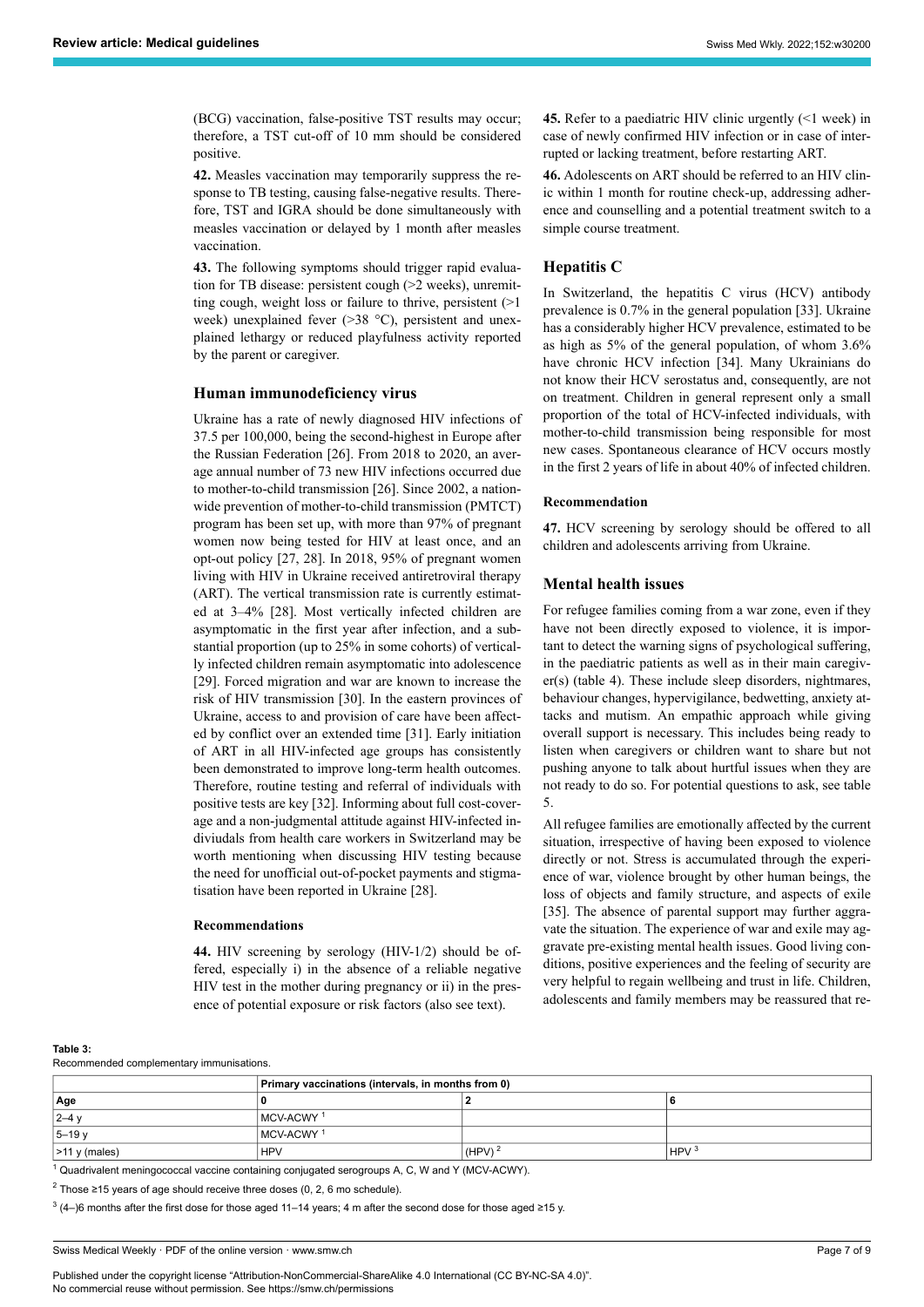(BCG) vaccination, false-positive TST results may occur; therefore, a TST cut-off of 10 mm should be considered positive.

**42.** Measles vaccination may temporarily suppress the response to TB testing, causing false-negative results. Therefore, TST and IGRA should be done simultaneously with measles vaccination or delayed by 1 month after measles vaccination.

**43.** The following symptoms should trigger rapid evaluation for TB disease: persistent cough (>2 weeks), unremitting cough, weight loss or failure to thrive, persistent (>1 week) unexplained fever (>38 °C), persistent and unexplained lethargy or reduced playfulness activity reported by the parent or caregiver.

## Human immunodeficiency virus

Ukraine has a rate of newly diagnosed HIV infections of 37.5 per 100,000, being the second-highest in Europe after the Russian Federation [26]. From 2018 to 2020, an average annual number of 73 new HIV infections occurred due to mother-to-child transmission [26]. Since 2002, a nationwide prevention of mother-to-child transmission (PMTCT) program has been set up, with more than 97% of pregnant women now being tested for HIV at least once, and an opt-out policy [27, 28]. In 2018, 95% of pregnant women living with HIV in Ukraine received antiretroviral therapy (ART). The vertical transmission rate is currently estimated at 3–4% [28]. Most vertically infected children are asymptomatic in the first year after infection, and a substantial proportion (up to 25% in some cohorts) of vertically infected children remain asymptomatic into adolescence [29]. Forced migration and war are known to increase the risk of HIV transmission [30]. In the eastern provinces of Ukraine, access to and provision of care have been affected by conflict over an extended time [31]. Early initiation of ART in all HIV-infected age groups has consistently been demonstrated to improve long-term health outcomes. Therefore, routine testing and referral of individuals with positive tests are key [32]. Informing about full cost-coverage and a non-judgmental attitude against HIV-infected indiviudals from health care workers in Switzerland may be worth mentioning when discussing HIV testing because the need for unofficial out-of-pocket payments and stigmatisation have been reported in Ukraine [28].

### Recommendations

**44.** HIV screening by serology (HIV-1/2) should be offered, especially i) in the absence of a reliable negative HIV test in the mother during pregnancy or ii) in the presence of potential exposure or risk factors (also see text).

**45.** Refer to a paediatric HIV clinic urgently (<1 week) in case of newly confirmed HIV infection or in case of interrupted or lacking treatment, before restarting ART.

**46.** Adolescents on ART should be referred to an HIV clinic within 1 month for routine check-up, addressing adherence and counselling and a potential treatment switch to a simple course treatment.

## Hepatitis C

In Switzerland, the hepatitis C virus (HCV) antibody prevalence is 0.7% in the general population [33]. Ukraine has a considerably higher HCV prevalence, estimated to be as high as 5% of the general population, of whom 3.6% have chronic HCV infection [34]. Many Ukrainians do not know their HCV serostatus and, consequently, are not on treatment. Children in general represent only a small proportion of the total of HCV-infected individuals, with mother-to-child transmission being responsible for most new cases. Spontaneous clearance of HCV occurs mostly in the first 2 years of life in about 40% of infected children.

### Recommendation

**47.** HCV screening by serology should be offered to all children and adolescents arriving from Ukraine.

## Mental health issues

For refugee families coming from a war zone, even if they have not been directly exposed to violence, it is important to detect the warning signs of psychological suffering, in the paediatric patients as well as in their main caregiver(s) (table 4). These include sleep disorders, nightmares, behaviour changes, hypervigilance, bedwetting, anxiety attacks and mutism. An empathic approach while giving overall support is necessary. This includes being ready to listen when caregivers or children want to share but not pushing anyone to talk about hurtful issues when they are not ready to do so. For potential questions to ask, see table 5.

All refugee families are emotionally affected by the current situation, irrespective of having been exposed to violence directly or not. Stress is accumulated through the experience of war, violence brought by other human beings, the loss of objects and family structure, and aspects of exile [35]. The absence of parental support may further aggravate the situation. The experience of war and exile may aggravate pre-existing mental health issues. Good living conditions, positive experiences and the feeling of security are very helpful to regain wellbeing and trust in life. Children, adolescents and family members may be reassured that re-

**Table 3:**
Recommended complementary immunisations.

| | Primary vaccinations (intervals, in months from 0) | | |
|---|---|---|---|
| **Age** | **0** | **2** | **6** |
| 2–4 y | MCV-ACWY [1] | | |
| 5–19 y | MCV-ACWY [1] | | |
| >11 y (males) | HPV | (HPV) [2] | HPV [3] |

[1] Quadrivalent meningococcal vaccine containing conjugated serogroups A, C, W and Y (MCV-ACWY).

[2] Those ≥15 years of age should receive three doses (0, 2, 6 mo schedule).

[3] (4–)6 months after the first dose for those aged 11–14 years; 4 m after the second dose for those aged ≥15 y.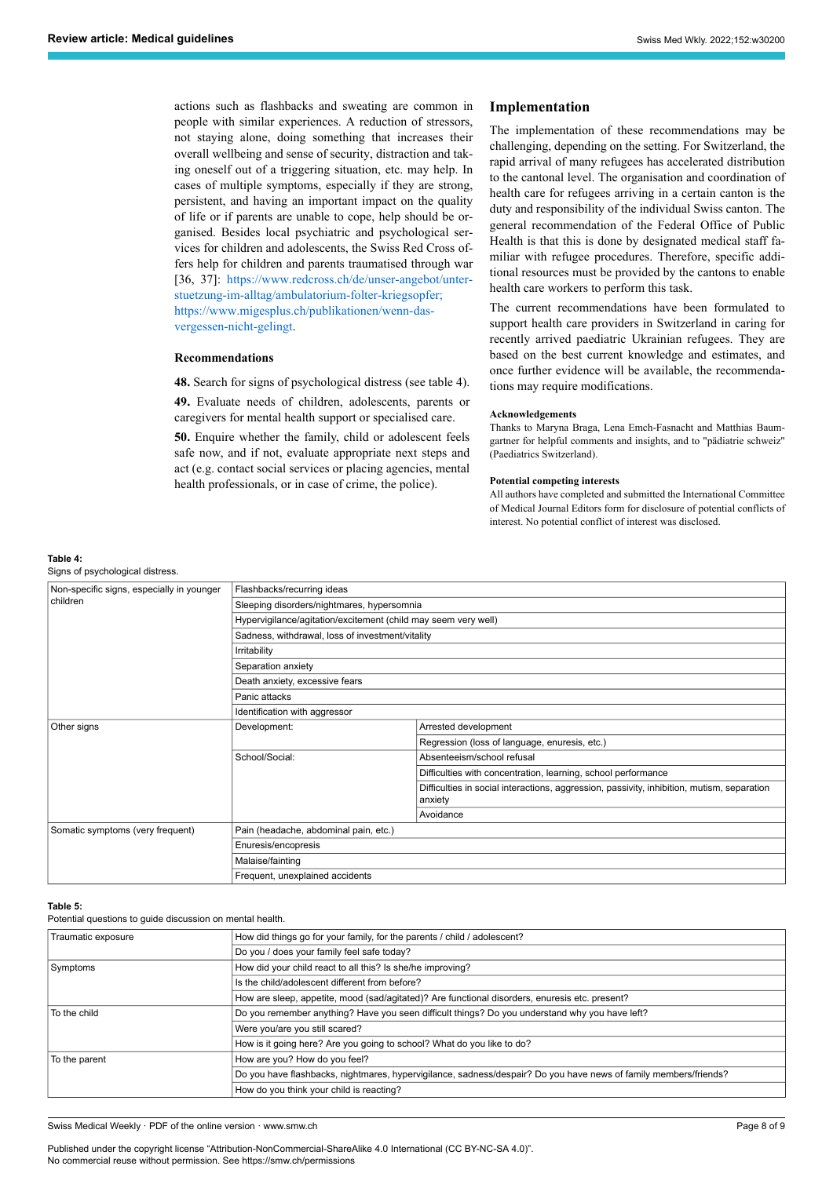actions such as flashbacks and sweating are common in people with similar experiences. A reduction of stressors, not staying alone, doing something that increases their overall wellbeing and sense of security, distraction and taking oneself out of a triggering situation, etc. may help. In cases of multiple symptoms, especially if they are strong, persistent, and having an important impact on the quality of life or if parents are unable to cope, help should be organised. Besides local psychiatric and psychological services for children and adolescents, the Swiss Red Cross offers help for children and parents traumatised through war [36, 37]: https://www.redcross.ch/de/unser-angebot/unterstuetzung-im-alltag/ambulatorium-folter-kriegsopfer; https://www.migesplus.ch/publikationen/wenn-das-vergessen-nicht-gelingt.

#### Recommendations

**48.** Search for signs of psychological distress (see table 4).

**49.** Evaluate needs of children, adolescents, parents or caregivers for mental health support or specialised care.

**50.** Enquire whether the family, child or adolescent feels safe now, and if not, evaluate appropriate next steps and act (e.g. contact social services or placing agencies, mental health professionals, or in case of crime, the police).

## Implementation

The implementation of these recommendations may be challenging, depending on the setting. For Switzerland, the rapid arrival of many refugees has accelerated distribution to the cantonal level. The organisation and coordination of health care for refugees arriving in a certain canton is the duty and responsibility of the individual Swiss canton. The general recommendation of the Federal Office of Public Health is that this is done by designated medical staff familiar with refugee procedures. Therefore, specific additional resources must be provided by the cantons to enable health care workers to perform this task.

The current recommendations have been formulated to support health care providers in Switzerland in caring for recently arrived paediatric Ukrainian refugees. They are based on the best current knowledge and estimates, and once further evidence will be available, the recommendations may require modifications.

#### Acknowledgements

Thanks to Maryna Braga, Lena Emch-Fasnacht and Matthias Baumgartner for helpful comments and insights, and to "pädiatrie schweiz" (Paediatrics Switzerland).

#### Potential competing interests

All authors have completed and submitted the International Committee of Medical Journal Editors form for disclosure of potential conflicts of interest. No potential conflict of interest was disclosed.

**Table 4:**
Signs of psychological distress.

| | | |
|---|---|---|
| Non-specific signs, especially in younger children | Flashbacks/recurring ideas | |
| | Sleeping disorders/nightmares, hypersomnia | |
| | Hypervigilance/agitation/excitement (child may seem very well) | |
| | Sadness, withdrawal, loss of investment/vitality | |
| | Irritability | |
| | Separation anxiety | |
| | Death anxiety, excessive fears | |
| | Panic attacks | |
| | Identification with aggressor | |
| Other signs | Development: | Arrested development |
| | | Regression (loss of language, enuresis, etc.) |
| | School/Social: | Absenteeism/school refusal |
| | | Difficulties with concentration, learning, school performance |
| | | Difficulties in social interactions, aggression, passivity, inhibition, mutism, separation anxiety |
| | | Avoidance |
| Somatic symptoms (very frequent) | Pain (headache, abdominal pain, etc.) | |
| | Enuresis/encopresis | |
| | Malaise/fainting | |
| | Frequent, unexplained accidents | |

**Table 5:**
Potential questions to guide discussion on mental health.

| | |
|---|---|
| Traumatic exposure | How did things go for your family, for the parents / child / adolescent? |
| | Do you / does your family feel safe today? |
| Symptoms | How did your child react to all this? Is she/he improving? |
| | Is the child/adolescent different from before? |
| | How are sleep, appetite, mood (sad/agitated)? Are functional disorders, enuresis etc. present? |
| To the child | Do you remember anything? Have you seen difficult things? Do you understand why you have left? |
| | Were you/are you still scared? |
| | How is it going here? Are you going to school? What do you like to do? |
| To the parent | How are you? How do you feel? |
| | Do you have flashbacks, nightmares, hypervigilance, sadness/despair? Do you have news of family members/friends? |
| | How do you think your child is reacting? |

Published under the copyright license "Attribution-NonCommercial-ShareAlike 4.0 International (CC BY-NC-SA 4.0)".
No commercial reuse without permission. See https://smw.ch/permissions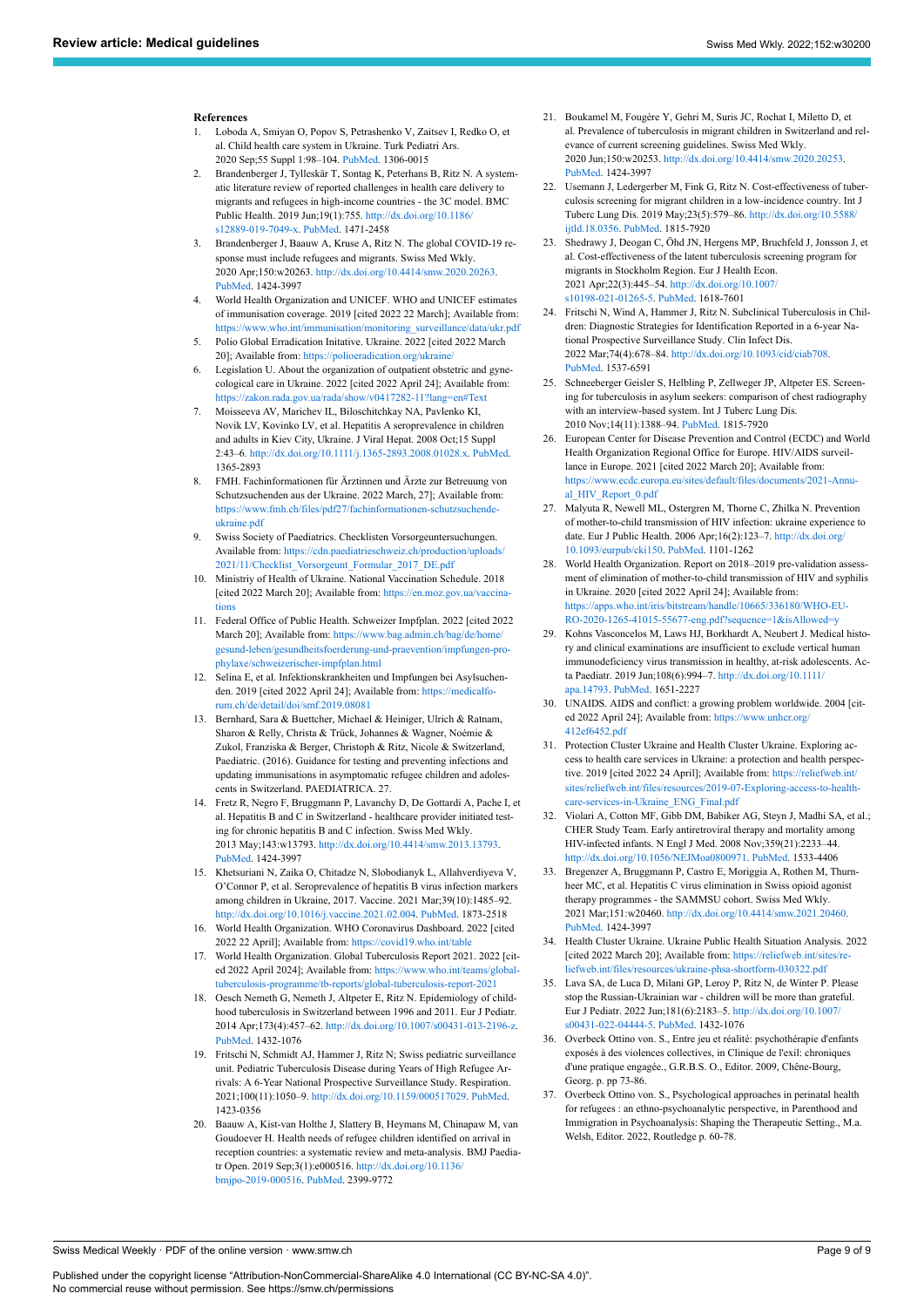## References

1. Loboda A, Smiyan O, Popov S, Petrashenko V, Zaitsev I, Redko O, et al. Child health care system in Ukraine. Turk Pediatri Ars. 2020 Sep;55 Suppl 1:98–104. PubMed. 1306-0015
2. Brandenberger J, Tylleskär T, Sontag K, Peterhans B, Ritz N. A systematic literature review of reported challenges in health care delivery to migrants and refugees in high-income countries - the 3C model. BMC Public Health. 2019 Jun;19(1):755. http://dx.doi.org/10.1186/s12889-019-7049-x. PubMed. 1471-2458
3. Brandenberger J, Baauw A, Kruse A, Ritz N. The global COVID-19 response must include refugees and migrants. Swiss Med Wkly. 2020 Apr;150:w20263. http://dx.doi.org/10.4414/smw.2020.20263. PubMed. 1424-3997
4. World Health Organization and UNICEF. WHO and UNICEF estimates of immunisation coverage. 2019 [cited 2022 22 March]; Available from: https://www.who.int/immunisation/monitoring_surveillance/data/ukr.pdf
5. Polio Global Erradication Initative. Ukraine. 2022 [cited 2022 March 20]; Available from: https://polioeradication.org/ukraine/
6. Legislation U. About the organization of outpatient obstetric and gynecological care in Ukraine. 2022 [cited 2022 April 24]; Available from: https://zakon.rada.gov.ua/rada/show/v0417282-11?lang=en#Text
7. Moisseeva AV, Marichev IL, Biloschitchkay NA, Pavlenko KI, Novik LV, Kovinko LV, et al. Hepatitis A seroprevalence in children and adults in Kiev City, Ukraine. J Viral Hepat. 2008 Oct;15 Suppl 2:43–6. http://dx.doi.org/10.1111/j.1365-2893.2008.01028.x. PubMed. 1365-2893
8. FMH. Fachinformationen für Ärztinnen und Ärzte zur Betreuung von Schutzsuchenden aus der Ukraine. 2022 March, 27]; Available from: https://www.fmh.ch/files/pdf27/fachinformationen-schutzsuchende-ukraine.pdf
9. Swiss Society of Paediatrics. Checklisten Vorsorgeuntersuchungen. Available from: https://cdn.paediatrieschweiz.ch/production/uploads/2021/11/Checklist_Vorsorgeunt_Formular_2017_DE.pdf
10. Ministriy of Health of Ukraine. National Vaccination Schedule. 2018 [cited 2022 March 20]; Available from: https://en.moz.gov.ua/vaccinations
11. Federal Office of Public Health. Schweizer Impfplan. 2022 [cited 2022 March 20]; Available from: https://www.bag.admin.ch/bag/de/home/gesund-leben/gesundheitsfoerderung-und-praevention/impfungen-prophylaxe/schweizerischer-impfplan.html
12. Selina E, et al. Infektionskrankheiten und Impfungen bei Asylsuchenden. 2019 [cited 2022 April 24]; Available from: https://medicalforum.ch/de/detail/doi/smf.2019.08081
13. Bernhard, Sara & Buettcher, Michael & Heiniger, Ulrich & Ratnam, Sharon & Relly, Christa & Trück, Johannes & Wagner, Noémie & Zukol, Franziska & Berger, Christoph & Ritz, Nicole & Switzerland, Paediatric. (2016). Guidance for testing and preventing infections and updating immunisations in asymptomatic refugee children and adolescents in Switzerland. PAEDIATRICA. 27.
14. Fretz R, Negro F, Bruggmann P, Lavanchy D, De Gottardi A, Pache I, et al. Hepatitis B and C in Switzerland - healthcare provider initiated testing for chronic hepatitis B and C infection. Swiss Med Wkly. 2013 May;143:w13793. http://dx.doi.org/10.4414/smw.2013.13793. PubMed. 1424-3997
15. Khetsuriani N, Zaika O, Chitadze N, Slobodianyk L, Allahverdiyeva V, O'Connor P, et al. Seroprevalence of hepatitis B virus infection markers among children in Ukraine, 2017. Vaccine. 2021 Mar;39(10):1485–92. http://dx.doi.org/10.1016/j.vaccine.2021.02.004. PubMed. 1873-2518
16. World Health Organization. WHO Coronavirus Dashboard. 2022 [cited 2022 22 April]; Available from: https://covid19.who.int/table
17. World Health Organization. Global Tuberculosis Report 2021. 2022 [cited 2022 April 2024]; Available from: https://www.who.int/teams/global-tuberculosis-programme/tb-reports/global-tuberculosis-report-2021
18. Oesch Nemeth G, Nemeth J, Altpeter E, Ritz N. Epidemiology of childhood tuberculosis in Switzerland between 1996 and 2011. Eur J Pediatr. 2014 Apr;173(4):457–62. http://dx.doi.org/10.1007/s00431-013-2196-z. PubMed. 1432-1076
19. Fritschi N, Schmidt AJ, Hammer J, Ritz N; Swiss pediatric surveillance unit. Pediatric Tuberculosis Disease during Years of High Refugee Arrivals: A 6-Year National Prospective Surveillance Study. Respiration. 2021;100(11):1050–9. http://dx.doi.org/10.1159/000517029. PubMed. 1423-0356
20. Baauw A, Kist-van Holthe J, Slattery B, Heymans M, Chinapaw M, van Goudoever H. Health needs of refugee children identified on arrival in reception countries: a systematic review and meta-analysis. BMJ Paediatr Open. 2019 Sep;3(1):e000516. http://dx.doi.org/10.1136/bmjpo-2019-000516. PubMed. 2399-9772
21. Boukamel M, Fougère Y, Gehri M, Suris JC, Rochat I, Miletto D, et al. Prevalence of tuberculosis in migrant children in Switzerland and relevance of current screening guidelines. Swiss Med Wkly. 2020 Jun;150:w20253. http://dx.doi.org/10.4414/smw.2020.20253. PubMed. 1424-3997
22. Usemann J, Ledergerber M, Fink G, Ritz N. Cost-effectiveness of tuberculosis screening for migrant children in a low-incidence country. Int J Tuberc Lung Dis. 2019 May;23(5):579–86. http://dx.doi.org/10.5588/ijtld.18.0356. PubMed. 1815-7920
23. Shedrawy J, Deogan C, Öhd JN, Hergens MP, Bruchfeld J, Jonsson J, et al. Cost-effectiveness of the latent tuberculosis screening program for migrants in Stockholm Region. Eur J Health Econ. 2021 Apr;22(3):445–54. http://dx.doi.org/10.1007/s10198-021-01265-5. PubMed. 1618-7601
24. Fritschi N, Wind A, Hammer J, Ritz N. Subclinical Tuberculosis in Children: Diagnostic Strategies for Identification Reported in a 6-year National Prospective Surveillance Study. Clin Infect Dis. 2022 Mar;74(4):678–84. http://dx.doi.org/10.1093/cid/ciab708. PubMed. 1537-6591
25. Schneeberger Geisler S, Helbling P, Zellweger JP, Altpeter ES. Screening for tuberculosis in asylum seekers: comparison of chest radiography with an interview-based system. Int J Tuberc Lung Dis. 2010 Nov;14(11):1388–94. PubMed. 1815-7920
26. European Center for Disease Prevention and Control (ECDC) and World Health Organization Regional Office for Europe. HIV/AIDS surveillance in Europe. 2021 [cited 2022 March 20]; Available from: https://www.ecdc.europa.eu/sites/default/files/documents/2021-Annual_HIV_Report_0.pdf
27. Malyuta R, Newell ML, Ostergren M, Thorne C, Zhilka N. Prevention of mother-to-child transmission of HIV infection: ukraine experience to date. Eur J Public Health. 2006 Apr;16(2):123–7. http://dx.doi.org/10.1093/eurpub/cki150. PubMed. 1101-1262
28. World Health Organization. Report on 2018–2019 pre-validation assessment of elimination of mother-to-child transmission of HIV and syphilis in Ukraine. 2020 [cited 2022 April 24]; Available from: https://apps.who.int/iris/bitstream/handle/10665/336180/WHO-EU-RO-2020-1265-41015-55677-eng.pdf?sequence=1&isAllowed=y
29. Kohns Vasconcelos M, Laws HJ, Borkhardt A, Neubert J. Medical history and clinical examinations are insufficient to exclude vertical human immunodeficiency virus transmission in healthy, at-risk adolescents. Acta Paediatr. 2019 Jun;108(6):994–7. http://dx.doi.org/10.1111/apa.14793. PubMed. 1651-2227
30. UNAIDS. AIDS and conflict: a growing problem worldwide. 2004 [cited 2022 April 24]; Available from: https://www.unhcr.org/412ef6452.pdf
31. Protection Cluster Ukraine and Health Cluster Ukraine. Exploring access to health care services in Ukraine: a protection and health perspective. 2019 [cited 2022 24 April]; Available from: https://reliefweb.int/sites/reliefweb.int/files/resources/2019-07-Exploring-access-to-health-care-services-in-Ukraine_ENG_Final.pdf
32. Violari A, Cotton MF, Gibb DM, Babiker AG, Steyn J, Madhi SA, et al.; CHER Study Team. Early antiretroviral therapy and mortality among HIV-infected infants. N Engl J Med. 2008 Nov;359(21):2233–44. http://dx.doi.org/10.1056/NEJMoa0800971. PubMed. 1533-4406
33. Bregenzer A, Bruggmann P, Castro E, Moriggia A, Rothen M, Thurnheer MC, et al. Hepatitis C virus elimination in Swiss opioid agonist therapy programmes - the SAMMSU cohort. Swiss Med Wkly. 2021 Mar;151:w20460. http://dx.doi.org/10.4414/smw.2021.20460. PubMed. 1424-3997
34. Health Cluster Ukraine. Ukraine Public Health Situation Analysis. 2022 [cited 2022 March 20]; Available from: https://reliefweb.int/sites/reliefweb.int/files/resources/ukraine-phsa-shortform-030322.pdf
35. Lava SA, de Luca D, Milani GP, Leroy P, Ritz N, de Winter P. Please stop the Russian-Ukrainian war - children will be more than grateful. Eur J Pediatr. 2022 Jun;181(6):2183–5. http://dx.doi.org/10.1007/s00431-022-04444-5. PubMed. 1432-1076
36. Overbeck Ottino von. S., Entre jeu et réalité: psychothérapie d'enfants exposés à des violences collectives, in Clinique de l'exil: chroniques d'une pratique engagée., G.R.B.S. O., Editor. 2009, Chêne-Bourg, Georg. p. pp 73-86.
37. Overbeck Ottino von. S., Psychological approaches in perinatal health for refugees : an ethno-psychoanalytic perspective, in Parenthood and Immigration in Psychoanalysis: Shaping the Therapeutic Setting., M.a. Welsh, Editor. 2022, Routledge p. 60-78.

Published under the copyright license "Attribution-NonCommercial-ShareAlike 4.0 International (CC BY-NC-SA 4.0)". No commercial reuse without permission. See https://smw.ch/permissions